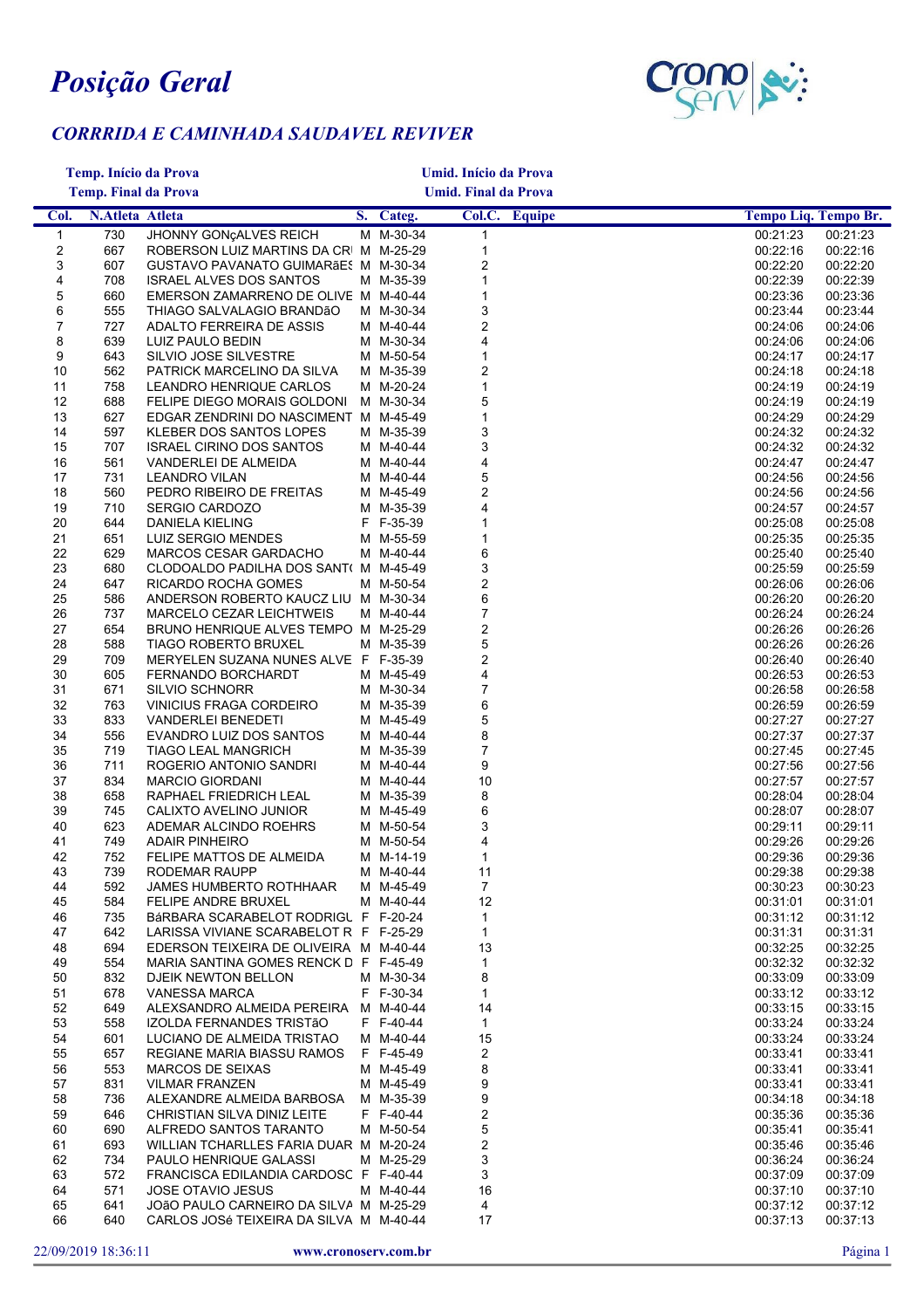# *Posição Geral*

## *CORRRIDA E CAMINHADA SAUDAVEL REVIVER*

**Temp. Início da Prova** **Umid. Início da Prova**

**Temp. Final da Prova** **Umid. Final da Prova**

| Col. | N.Atleta | Atleta | S. | Categ. | Col.C. | Equipe | Tempo Liq. | Tempo Br. |
|---|---|---|---|---|---|---|---|---|
| 1 | 730 | JHONNY GONçALVES REICH | M | M-30-34 | 1 | | 00:21:23 | 00:21:23 |
| 2 | 667 | ROBERSON LUIZ MARTINS DA CRI | M | M-25-29 | 1 | | 00:22:16 | 00:22:16 |
| 3 | 607 | GUSTAVO PAVANATO GUIMARãES | M | M-30-34 | 2 | | 00:22:20 | 00:22:20 |
| 4 | 708 | ISRAEL ALVES DOS SANTOS | M | M-35-39 | 1 | | 00:22:39 | 00:22:39 |
| 5 | 660 | EMERSON ZAMARRENO DE OLIVE | M | M-40-44 | 1 | | 00:23:36 | 00:23:36 |
| 6 | 555 | THIAGO SALVALAGIO BRANDãO | M | M-30-34 | 3 | | 00:23:44 | 00:23:44 |
| 7 | 727 | ADALTO FERREIRA DE ASSIS | M | M-40-44 | 2 | | 00:24:06 | 00:24:06 |
| 8 | 639 | LUIZ PAULO BEDIN | M | M-30-34 | 4 | | 00:24:06 | 00:24:06 |
| 9 | 643 | SILVIO JOSE SILVESTRE | M | M-50-54 | 1 | | 00:24:17 | 00:24:17 |
| 10 | 562 | PATRICK MARCELINO DA SILVA | M | M-35-39 | 2 | | 00:24:18 | 00:24:18 |
| 11 | 758 | LEANDRO HENRIQUE CARLOS | M | M-20-24 | 1 | | 00:24:19 | 00:24:19 |
| 12 | 688 | FELIPE DIEGO MORAIS GOLDONI | M | M-30-34 | 5 | | 00:24:19 | 00:24:19 |
| 13 | 627 | EDGAR ZENDRINI DO NASCIMENT | M | M-45-49 | 1 | | 00:24:29 | 00:24:29 |
| 14 | 597 | KLEBER DOS SANTOS LOPES | M | M-35-39 | 3 | | 00:24:32 | 00:24:32 |
| 15 | 707 | ISRAEL CIRINO DOS SANTOS | M | M-40-44 | 3 | | 00:24:32 | 00:24:32 |
| 16 | 561 | VANDERLEI DE ALMEIDA | M | M-40-44 | 4 | | 00:24:47 | 00:24:47 |
| 17 | 731 | LEANDRO VILAN | M | M-40-44 | 5 | | 00:24:56 | 00:24:56 |
| 18 | 560 | PEDRO RIBEIRO DE FREITAS | M | M-45-49 | 2 | | 00:24:56 | 00:24:56 |
| 19 | 710 | SERGIO CARDOZO | M | M-35-39 | 4 | | 00:24:57 | 00:24:57 |
| 20 | 644 | DANIELA KIELING | F | F-35-39 | 1 | | 00:25:08 | 00:25:08 |
| 21 | 651 | LUIZ SERGIO MENDES | M | M-55-59 | 1 | | 00:25:35 | 00:25:35 |
| 22 | 629 | MARCOS CESAR GARDACHO | M | M-40-44 | 6 | | 00:25:40 | 00:25:40 |
| 23 | 680 | CLODOALDO PADILHA DOS SANT( | M | M-45-49 | 3 | | 00:25:59 | 00:25:59 |
| 24 | 647 | RICARDO ROCHA GOMES | M | M-50-54 | 2 | | 00:26:06 | 00:26:06 |
| 25 | 586 | ANDERSON ROBERTO KAUCZ LIU | M | M-30-34 | 6 | | 00:26:20 | 00:26:20 |
| 26 | 737 | MARCELO CEZAR LEICHTWEIS | M | M-40-44 | 7 | | 00:26:24 | 00:26:24 |
| 27 | 654 | BRUNO HENRIQUE ALVES TEMPO | M | M-25-29 | 2 | | 00:26:26 | 00:26:26 |
| 28 | 588 | TIAGO ROBERTO BRUXEL | M | M-35-39 | 5 | | 00:26:26 | 00:26:26 |
| 29 | 709 | MERYELEN SUZANA NUNES ALVE | F | F-35-39 | 2 | | 00:26:40 | 00:26:40 |
| 30 | 605 | FERNANDO BORCHARDT | M | M-45-49 | 4 | | 00:26:53 | 00:26:53 |
| 31 | 671 | SILVIO SCHNORR | M | M-30-34 | 7 | | 00:26:58 | 00:26:58 |
| 32 | 763 | VINICIUS FRAGA CORDEIRO | M | M-35-39 | 6 | | 00:26:59 | 00:26:59 |
| 33 | 833 | VANDERLEI BENEDETI | M | M-45-49 | 5 | | 00:27:27 | 00:27:27 |
| 34 | 556 | EVANDRO LUIZ DOS SANTOS | M | M-40-44 | 8 | | 00:27:37 | 00:27:37 |
| 35 | 719 | TIAGO LEAL MANGRICH | M | M-35-39 | 7 | | 00:27:45 | 00:27:45 |
| 36 | 711 | ROGERIO ANTONIO SANDRI | M | M-40-44 | 9 | | 00:27:56 | 00:27:56 |
| 37 | 834 | MARCIO GIORDANI | M | M-40-44 | 10 | | 00:27:57 | 00:27:57 |
| 38 | 658 | RAPHAEL FRIEDRICH LEAL | M | M-35-39 | 8 | | 00:28:04 | 00:28:04 |
| 39 | 745 | CALIXTO AVELINO JUNIOR | M | M-45-49 | 6 | | 00:28:07 | 00:28:07 |
| 40 | 623 | ADEMAR ALCINDO ROEHRS | M | M-50-54 | 3 | | 00:29:11 | 00:29:11 |
| 41 | 749 | ADAIR PINHEIRO | M | M-50-54 | 4 | | 00:29:26 | 00:29:26 |
| 42 | 752 | FELIPE MATTOS DE ALMEIDA | M | M-14-19 | 1 | | 00:29:36 | 00:29:36 |
| 43 | 739 | RODEMAR RAUPP | M | M-40-44 | 11 | | 00:29:38 | 00:29:38 |
| 44 | 592 | JAMES HUMBERTO ROTHHAAR | M | M-45-49 | 7 | | 00:30:23 | 00:30:23 |
| 45 | 584 | FELIPE ANDRE BRUXEL | M | M-40-44 | 12 | | 00:31:01 | 00:31:01 |
| 46 | 735 | BáRBARA SCARABELOT RODRIGL | F | F-20-24 | 1 | | 00:31:12 | 00:31:12 |
| 47 | 642 | LARISSA VIVIANE SCARABELOT R | F | F-25-29 | 1 | | 00:31:31 | 00:31:31 |
| 48 | 694 | EDERSON TEIXEIRA DE OLIVEIRA | M | M-40-44 | 13 | | 00:32:25 | 00:32:25 |
| 49 | 554 | MARIA SANTINA GOMES RENCK D | F | F-45-49 | 1 | | 00:32:32 | 00:32:32 |
| 50 | 832 | DJEIK NEWTON BELLON | M | M-30-34 | 8 | | 00:33:09 | 00:33:09 |
| 51 | 678 | VANESSA MARCA | F | F-30-34 | 1 | | 00:33:12 | 00:33:12 |
| 52 | 649 | ALEXSANDRO ALMEIDA PEREIRA | M | M-40-44 | 14 | | 00:33:15 | 00:33:15 |
| 53 | 558 | IZOLDA FERNANDES TRISTãO | F | F-40-44 | 1 | | 00:33:24 | 00:33:24 |
| 54 | 601 | LUCIANO DE ALMEIDA TRISTAO | M | M-40-44 | 15 | | 00:33:24 | 00:33:24 |
| 55 | 657 | REGIANE MARIA BIASSU RAMOS | F | F-45-49 | 2 | | 00:33:41 | 00:33:41 |
| 56 | 553 | MARCOS DE SEIXAS | M | M-45-49 | 8 | | 00:33:41 | 00:33:41 |
| 57 | 831 | VILMAR FRANZEN | M | M-45-49 | 9 | | 00:33:41 | 00:33:41 |
| 58 | 736 | ALEXANDRE ALMEIDA BARBOSA | M | M-35-39 | 9 | | 00:34:18 | 00:34:18 |
| 59 | 646 | CHRISTIAN SILVA DINIZ LEITE | F | F-40-44 | 2 | | 00:35:36 | 00:35:36 |
| 60 | 690 | ALFREDO SANTOS TARANTO | M | M-50-54 | 5 | | 00:35:41 | 00:35:41 |
| 61 | 693 | WILLIAN TCHARLLES FARIA DUAR | M | M-20-24 | 2 | | 00:35:46 | 00:35:46 |
| 62 | 734 | PAULO HENRIQUE GALASSI | M | M-25-29 | 3 | | 00:36:24 | 00:36:24 |
| 63 | 572 | FRANCISCA EDILANDIA CARDOSC | F | F-40-44 | 3 | | 00:37:09 | 00:37:09 |
| 64 | 571 | JOSE OTAVIO JESUS | M | M-40-44 | 16 | | 00:37:10 | 00:37:10 |
| 65 | 641 | JOãO PAULO CARNEIRO DA SILVA | M | M-25-29 | 4 | | 00:37:12 | 00:37:12 |
| 66 | 640 | CARLOS JOSé TEIXEIRA DA SILVA | M | M-40-44 | 17 | | 00:37:13 | 00:37:13 |

22/09/2019 18:36:11 www.cronoserv.com.br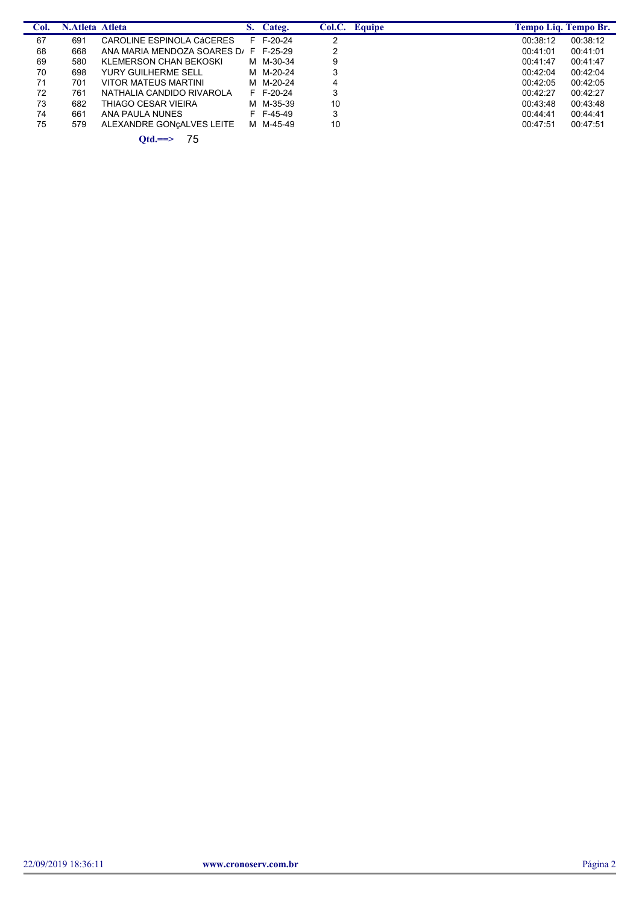| Col. | N.Atleta | Atleta | S. | Categ. | Col.C. | Equipe | Tempo Liq. | Tempo Br. |
|---|---|---|---|---|---|---|---|---|
| 67 | 691 | CAROLINE ESPINOLA CáCERES | F | F-20-24 | 2 | | 00:38:12 | 00:38:12 |
| 68 | 668 | ANA MARIA MENDOZA SOARES D/ | F | F-25-29 | 2 | | 00:41:01 | 00:41:01 |
| 69 | 580 | KLEMERSON CHAN BEKOSKI | M | M-30-34 | 9 | | 00:41:47 | 00:41:47 |
| 70 | 698 | YURY GUILHERME SELL | M | M-20-24 | 3 | | 00:42:04 | 00:42:04 |
| 71 | 701 | VITOR MATEUS MARTINI | M | M-20-24 | 4 | | 00:42:05 | 00:42:05 |
| 72 | 761 | NATHALIA CANDIDO RIVAROLA | F | F-20-24 | 3 | | 00:42:27 | 00:42:27 |
| 73 | 682 | THIAGO CESAR VIEIRA | M | M-35-39 | 10 | | 00:43:48 | 00:43:48 |
| 74 | 661 | ANA PAULA NUNES | F | F-45-49 | 3 | | 00:44:41 | 00:44:41 |
| 75 | 579 | ALEXANDRE GONçALVES LEITE | M | M-45-49 | 10 | | 00:47:51 | 00:47:51 |

**Qtd.==>** 75

22/09/2019 18:36:11 **www.cronoserv.com.br**